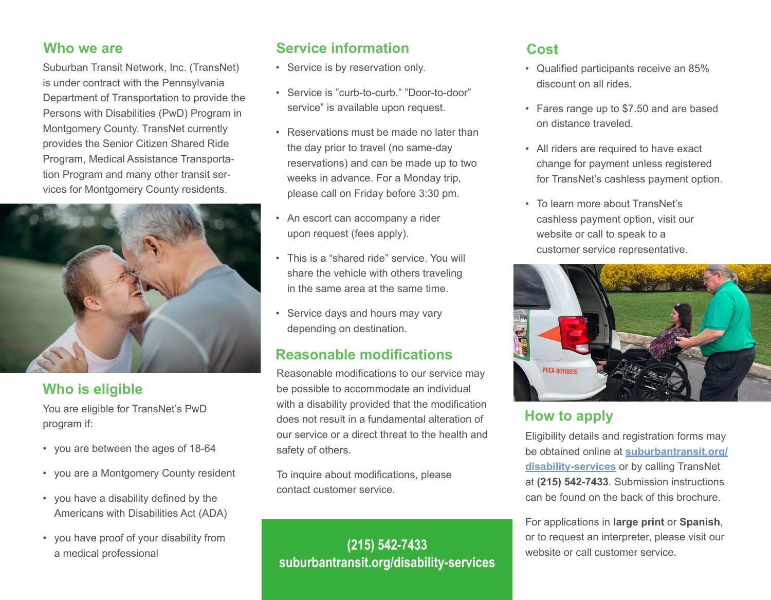## Who we are

Suburban Transit Network, Inc. (TransNet) is under contract with the Pennsylvania Department of Transportation to provide the Persons with Disabilities (PwD) Program in Montgomery County. TransNet currently provides the Senior Citizen Shared Ride Program, Medical Assistance Transportation Program and many other transit services for Montgomery County residents.

## Who is eligible

You are eligible for TransNet's PwD program if:

- you are between the ages of 18-64
- you are a Montgomery County resident
- you have a disability defined by the Americans with Disabilities Act (ADA)
- you have proof of your disability from a medical professional

## Service information

- Service is by reservation only.
- Service is "curb-to-curb." "Door-to-door" service" is available upon request.
- Reservations must be made no later than the day prior to travel (no same-day reservations) and can be made up to two weeks in advance. For a Monday trip, please call on Friday before 3:30 pm.
- An escort can accompany a rider upon request (fees apply).
- This is a "shared ride" service. You will share the vehicle with others traveling in the same area at the same time.
- Service days and hours may vary depending on destination.

## Reasonable modifications

Reasonable modifications to our service may be possible to accommodate an individual with a disability provided that the modification does not result in a fundamental alteration of our service or a direct threat to the health and safety of others.

To inquire about modifications, please contact customer service.

**(215) 542-7433**
**suburbantransit.org/disability-services**

## Cost

- Qualified participants receive an 85% discount on all rides.
- Fares range up to $7.50 and are based on distance traveled.
- All riders are required to have exact change for payment unless registered for TransNet's cashless payment option.
- To learn more about TransNet's cashless payment option, visit our website or call to speak to a customer service representative.

## How to apply

Eligibility details and registration forms may be obtained online at [suburbantransit.org/disability-services](suburbantransit.org/disability-services) or by calling TransNet at **(215) 542-7433**. Submission instructions can be found on the back of this brochure.

For applications in **large print** or **Spanish**, or to request an interpreter, please visit our website or call customer service.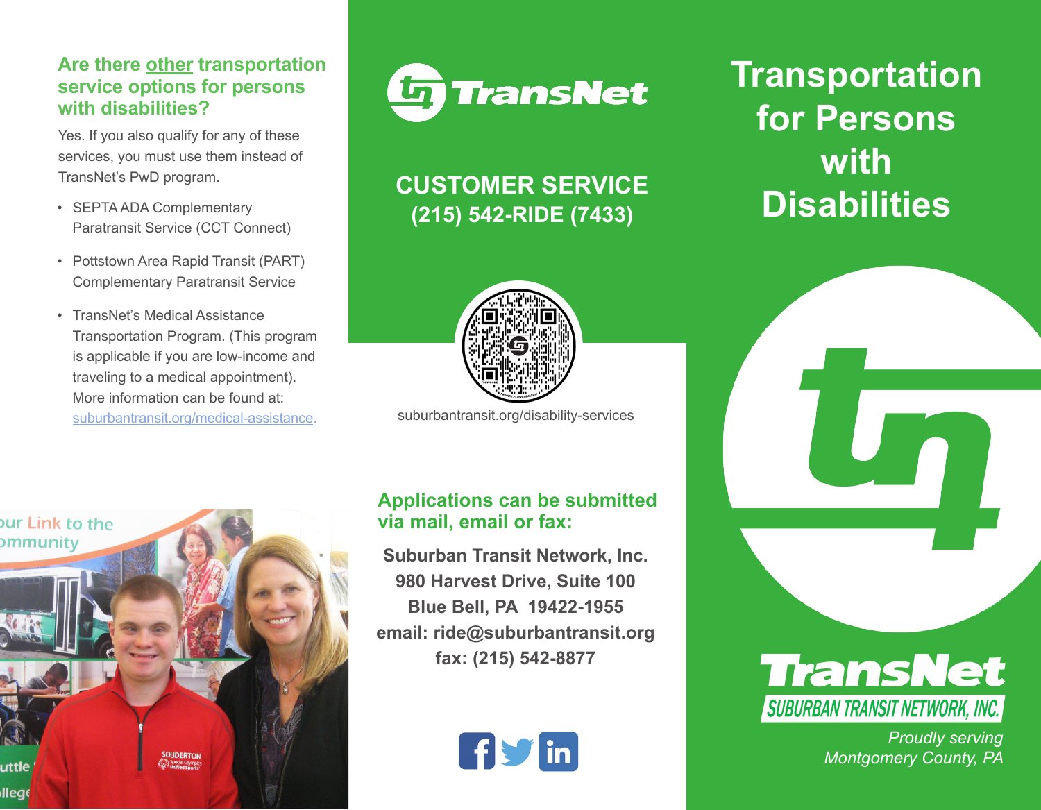## Are there other transportation service options for persons with disabilities?

Yes. If you also qualify for any of these services, you must use them instead of TransNet's PwD program.

- SEPTA ADA Complementary Paratransit Service (CCT Connect)
- Pottstown Area Rapid Transit (PART) Complementary Paratransit Service
- TransNet's Medical Assistance Transportation Program. (This program is applicable if you are low-income and traveling to a medical appointment). More information can be found at: suburbantransit.org/medical-assistance.

TransNet

**CUSTOMER SERVICE**
**(215) 542-RIDE (7433)**

suburbantransit.org/disability-services

## Applications can be submitted via mail, email or fax:

**Suburban Transit Network, Inc.**
**980 Harvest Drive, Suite 100**
**Blue Bell, PA 19422-1955**
**email: ride@suburbantransit.org**
**fax: (215) 542-8877**

# Transportation for Persons with Disabilities

TransNet
SUBURBAN TRANSIT NETWORK, INC.

*Proudly serving Montgomery County, PA*